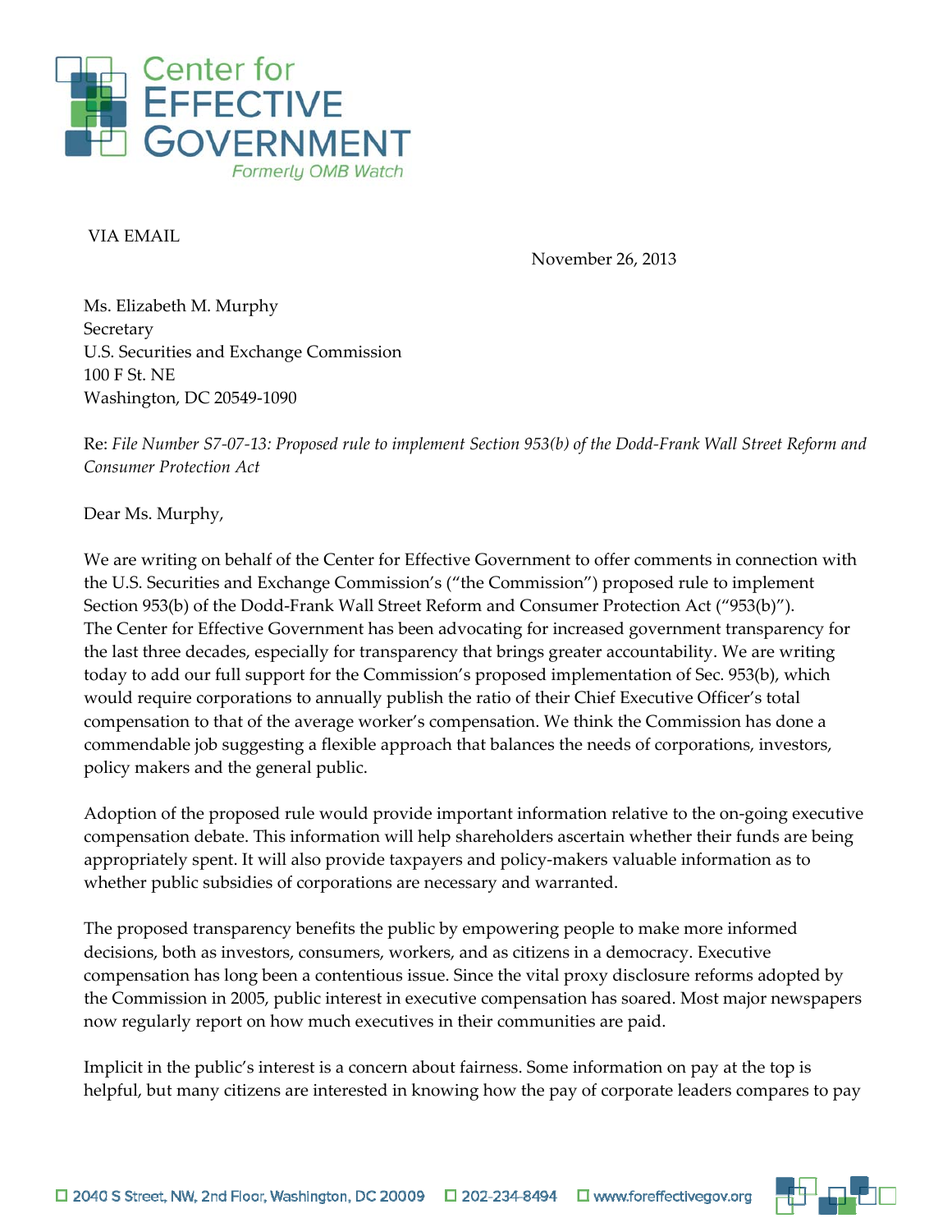Center for EFFECTIVE GOVERNMENT
*Formerly OMB Watch*

VIA EMAIL

November 26, 2013

Ms. Elizabeth M. Murphy
Secretary
U.S. Securities and Exchange Commission
100 F St. NE
Washington, DC 20549-1090

Re: *File Number S7-07-13: Proposed rule to implement Section 953(b) of the Dodd-Frank Wall Street Reform and Consumer Protection Act*

Dear Ms. Murphy,

We are writing on behalf of the Center for Effective Government to offer comments in connection with the U.S. Securities and Exchange Commission's ("the Commission") proposed rule to implement Section 953(b) of the Dodd-Frank Wall Street Reform and Consumer Protection Act ("953(b)"). The Center for Effective Government has been advocating for increased government transparency for the last three decades, especially for transparency that brings greater accountability. We are writing today to add our full support for the Commission's proposed implementation of Sec. 953(b), which would require corporations to annually publish the ratio of their Chief Executive Officer's total compensation to that of the average worker's compensation. We think the Commission has done a commendable job suggesting a flexible approach that balances the needs of corporations, investors, policy makers and the general public.

Adoption of the proposed rule would provide important information relative to the on-going executive compensation debate. This information will help shareholders ascertain whether their funds are being appropriately spent. It will also provide taxpayers and policy-makers valuable information as to whether public subsidies of corporations are necessary and warranted.

The proposed transparency benefits the public by empowering people to make more informed decisions, both as investors, consumers, workers, and as citizens in a democracy. Executive compensation has long been a contentious issue. Since the vital proxy disclosure reforms adopted by the Commission in 2005, public interest in executive compensation has soared. Most major newspapers now regularly report on how much executives in their communities are paid.

Implicit in the public's interest is a concern about fairness. Some information on pay at the top is helpful, but many citizens are interested in knowing how the pay of corporate leaders compares to pay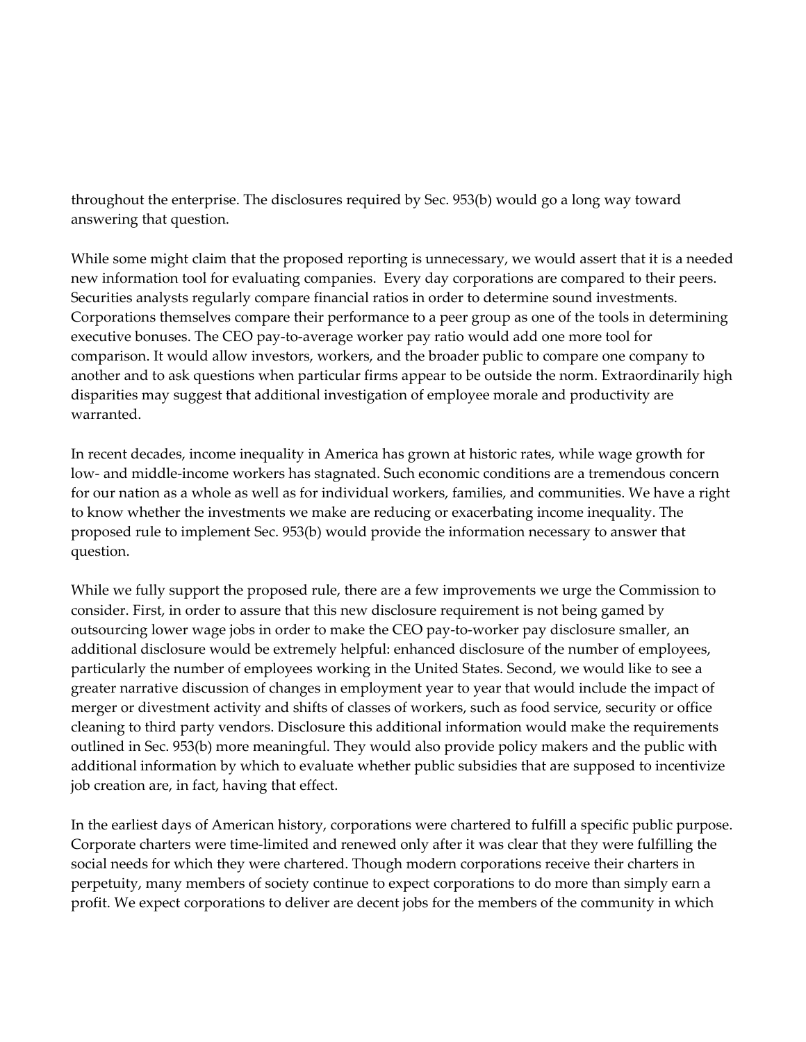throughout the enterprise. The disclosures required by Sec. 953(b) would go a long way toward answering that question.

While some might claim that the proposed reporting is unnecessary, we would assert that it is a needed new information tool for evaluating companies. Every day corporations are compared to their peers. Securities analysts regularly compare financial ratios in order to determine sound investments. Corporations themselves compare their performance to a peer group as one of the tools in determining executive bonuses. The CEO pay-to-average worker pay ratio would add one more tool for comparison. It would allow investors, workers, and the broader public to compare one company to another and to ask questions when particular firms appear to be outside the norm. Extraordinarily high disparities may suggest that additional investigation of employee morale and productivity are warranted.

In recent decades, income inequality in America has grown at historic rates, while wage growth for low- and middle-income workers has stagnated. Such economic conditions are a tremendous concern for our nation as a whole as well as for individual workers, families, and communities. We have a right to know whether the investments we make are reducing or exacerbating income inequality. The proposed rule to implement Sec. 953(b) would provide the information necessary to answer that question.

While we fully support the proposed rule, there are a few improvements we urge the Commission to consider. First, in order to assure that this new disclosure requirement is not being gamed by outsourcing lower wage jobs in order to make the CEO pay-to-worker pay disclosure smaller, an additional disclosure would be extremely helpful: enhanced disclosure of the number of employees, particularly the number of employees working in the United States. Second, we would like to see a greater narrative discussion of changes in employment year to year that would include the impact of merger or divestment activity and shifts of classes of workers, such as food service, security or office cleaning to third party vendors. Disclosure this additional information would make the requirements outlined in Sec. 953(b) more meaningful. They would also provide policy makers and the public with additional information by which to evaluate whether public subsidies that are supposed to incentivize job creation are, in fact, having that effect.

In the earliest days of American history, corporations were chartered to fulfill a specific public purpose. Corporate charters were time-limited and renewed only after it was clear that they were fulfilling the social needs for which they were chartered. Though modern corporations receive their charters in perpetuity, many members of society continue to expect corporations to do more than simply earn a profit. We expect corporations to deliver are decent jobs for the members of the community in which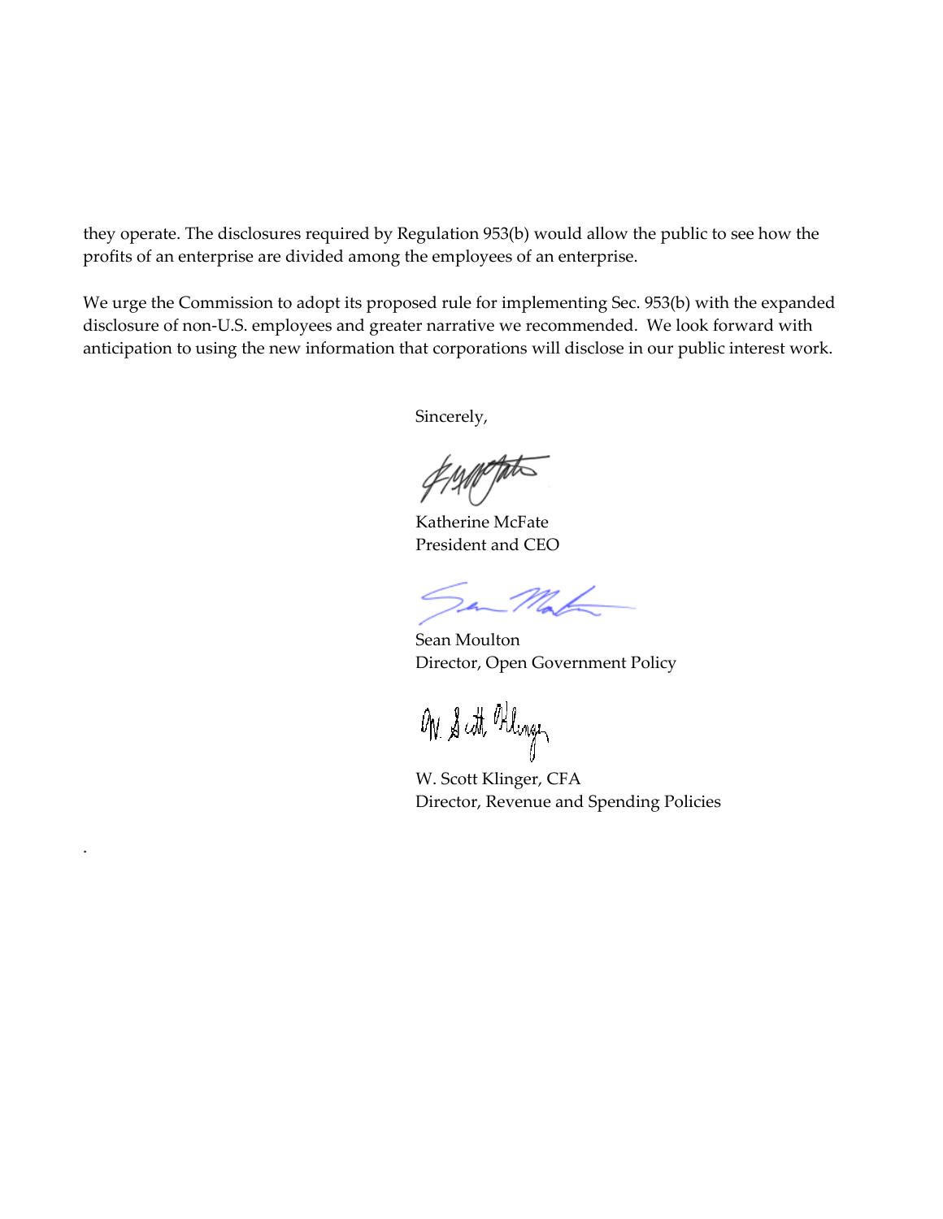they operate. The disclosures required by Regulation 953(b) would allow the public to see how the profits of an enterprise are divided among the employees of an enterprise.

We urge the Commission to adopt its proposed rule for implementing Sec. 953(b) with the expanded disclosure of non-U.S. employees and greater narrative we recommended. We look forward with anticipation to using the new information that corporations will disclose in our public interest work.

Sincerely,

Katherine McFate
President and CEO

Sean Moulton
Director, Open Government Policy

W. Scott Klinger, CFA
Director, Revenue and Spending Policies

.